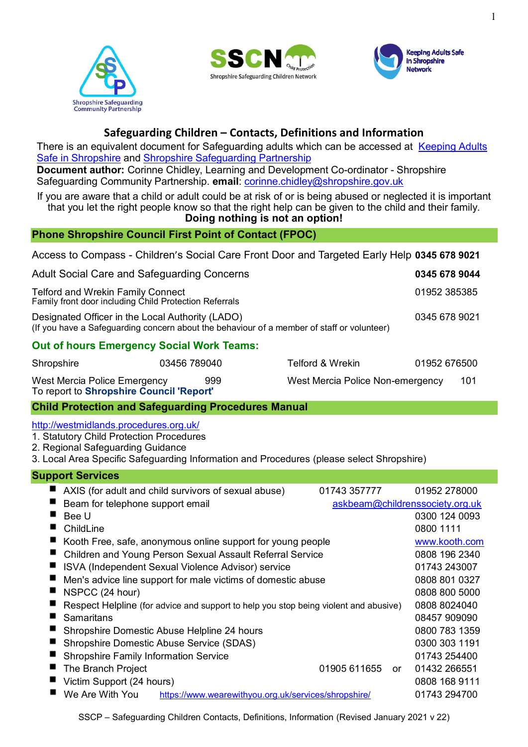Shropshire Safeguarding Community Partnership

SSCN Child Protection — Shropshire Safeguarding Children Network

Keeping Adults Safe in Shropshire Network

## Safeguarding Children – Contacts, Definitions and Information

There is an equivalent document for Safeguarding adults which can be accessed at Keeping Adults Safe in Shropshire and Shropshire Safeguarding Partnership

**Document author:** Corinne Chidley, Learning and Development Co-ordinator - Shropshire Safeguarding Community Partnership. **email**: corinne.chidley@shropshire.gov.uk

If you are aware that a child or adult could be at risk of or is being abused or neglected it is important that you let the right people know so that the right help can be given to the child and their family.

**Doing nothing is not an option!**

### Phone Shropshire Council First Point of Contact (FPOC)

| | |
|---|---|
| Access to Compass - Children's Social Care Front Door and Targeted Early Help | **0345 678 9021** |
| Adult Social Care and Safeguarding Concerns | **0345 678 9044** |
| Telford and Wrekin Family Connect<br>Family front door including Child Protection Referrals | 01952 385385 |
| Designated Officer in the Local Authority (LADO)<br>(If you have a Safeguarding concern about the behaviour of a member of staff or volunteer) | 0345 678 9021 |

**Out of hours Emergency Social Work Teams:**

| | | | |
|---|---|---|---|
| Shropshire | 03456 789040 | Telford & Wrekin | 01952 676500 |
| West Mercia Police Emergency | 999 | West Mercia Police Non-emergency | 101 |

To report to **Shropshire Council 'Report'**

### Child Protection and Safeguarding Procedures Manual

http://westmidlands.procedures.org.uk/

1. Statutory Child Protection Procedures
2. Regional Safeguarding Guidance
3. Local Area Specific Safeguarding Information and Procedures (please select Shropshire)

### Support Services

- AXIS (for adult and child survivors of sexual abuse) 01743 357777 01952 278000
- Beam for telephone support email askbeam@childrenssociety.org.uk
- Bee U 0300 124 0093
- ChildLine 0800 1111
- Kooth Free, safe, anonymous online support for young people www.kooth.com
- Children and Young Person Sexual Assault Referral Service 0808 196 2340
- ISVA (Independent Sexual Violence Advisor) service 01743 243007
- Men's advice line support for male victims of domestic abuse 0808 801 0327
- NSPCC (24 hour) 0808 800 5000
- Respect Helpline (for advice and support to help you stop being violent and abusive) 0808 8024040
- Samaritans 08457 909090
- Shropshire Domestic Abuse Helpline 24 hours 0800 783 1359
- Shropshire Domestic Abuse Service (SDAS) 0300 303 1191
- Shropshire Family Information Service 01743 254400
- The Branch Project 01905 611655 or 01432 266551
- Victim Support (24 hours) 0808 168 9111
- We Are With You https://www.wearewithyou.org.uk/services/shropshire/ 01743 294700

SSCP – Safeguarding Children Contacts, Definitions, Information (Revised January 2021 v 22)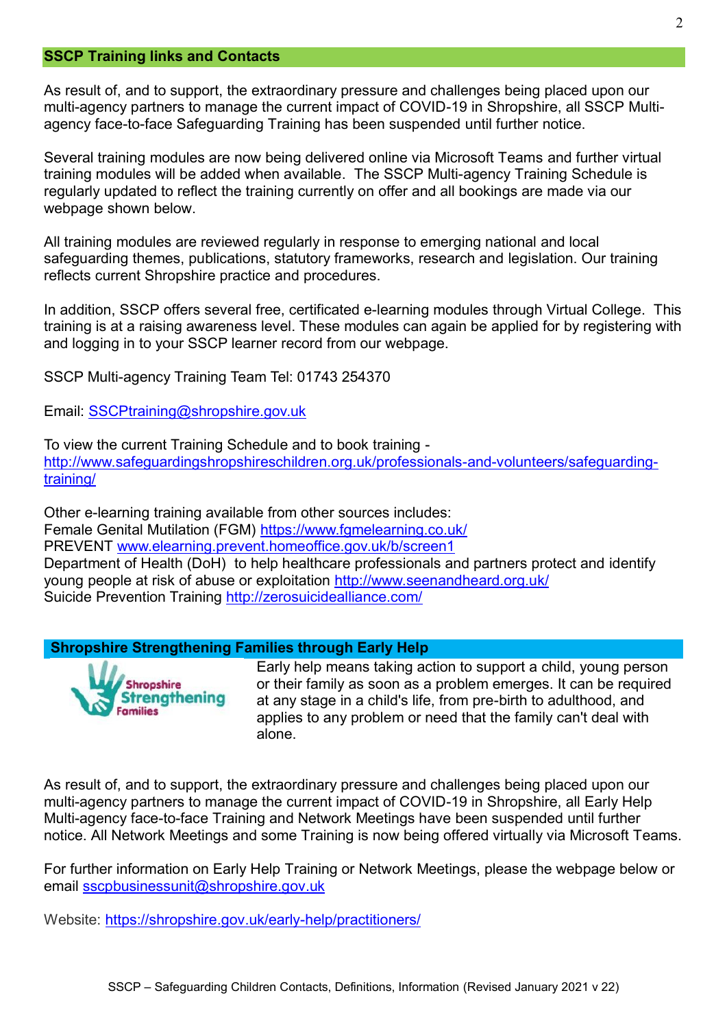## SSCP Training links and Contacts

As result of, and to support, the extraordinary pressure and challenges being placed upon our multi-agency partners to manage the current impact of COVID-19 in Shropshire, all SSCP Multi-agency face-to-face Safeguarding Training has been suspended until further notice.

Several training modules are now being delivered online via Microsoft Teams and further virtual training modules will be added when available. The SSCP Multi-agency Training Schedule is regularly updated to reflect the training currently on offer and all bookings are made via our webpage shown below.

All training modules are reviewed regularly in response to emerging national and local safeguarding themes, publications, statutory frameworks, research and legislation. Our training reflects current Shropshire practice and procedures.

In addition, SSCP offers several free, certificated e-learning modules through Virtual College. This training is at a raising awareness level. These modules can again be applied for by registering with and logging in to your SSCP learner record from our webpage.

SSCP Multi-agency Training Team Tel: 01743 254370

Email: SSCPtraining@shropshire.gov.uk

To view the current Training Schedule and to book training - http://www.safeguardingshropshireschildren.org.uk/professionals-and-volunteers/safeguarding-training/

Other e-learning training available from other sources includes:
Female Genital Mutilation (FGM) https://www.fgmelearning.co.uk/
PREVENT www.elearning.prevent.homeoffice.gov.uk/b/screen1
Department of Health (DoH) to help healthcare professionals and partners protect and identify young people at risk of abuse or exploitation http://www.seenandheard.org.uk/
Suicide Prevention Training http://zerosuicidealliance.com/

## Shropshire Strengthening Families through Early Help

Shropshire Strengthening Families

Early help means taking action to support a child, young person or their family as soon as a problem emerges. It can be required at any stage in a child's life, from pre-birth to adulthood, and applies to any problem or need that the family can't deal with alone.

As result of, and to support, the extraordinary pressure and challenges being placed upon our multi-agency partners to manage the current impact of COVID-19 in Shropshire, all Early Help Multi-agency face-to-face Training and Network Meetings have been suspended until further notice. All Network Meetings and some Training is now being offered virtually via Microsoft Teams.

For further information on Early Help Training or Network Meetings, please the webpage below or email sscpbusinessunit@shropshire.gov.uk

Website: https://shropshire.gov.uk/early-help/practitioners/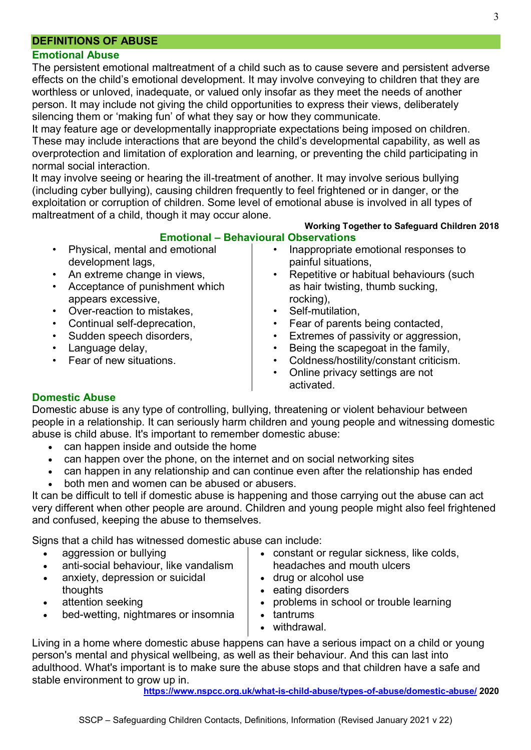## DEFINITIONS OF ABUSE

### Emotional Abuse

The persistent emotional maltreatment of a child such as to cause severe and persistent adverse effects on the child's emotional development. It may involve conveying to children that they are worthless or unloved, inadequate, or valued only insofar as they meet the needs of another person. It may include not giving the child opportunities to express their views, deliberately silencing them or 'making fun' of what they say or how they communicate.

It may feature age or developmentally inappropriate expectations being imposed on children. These may include interactions that are beyond the child's developmental capability, as well as overprotection and limitation of exploration and learning, or preventing the child participating in normal social interaction.

It may involve seeing or hearing the ill-treatment of another. It may involve serious bullying (including cyber bullying), causing children frequently to feel frightened or in danger, or the exploitation or corruption of children. Some level of emotional abuse is involved in all types of maltreatment of a child, though it may occur alone.

**Working Together to Safeguard Children 2018**

### Emotional – Behavioural Observations

- Physical, mental and emotional development lags,
- An extreme change in views,
- Acceptance of punishment which appears excessive,
- Over-reaction to mistakes,
- Continual self-deprecation,
- Sudden speech disorders,
- Language delay,
- Fear of new situations.
- Inappropriate emotional responses to painful situations,
- Repetitive or habitual behaviours (such as hair twisting, thumb sucking, rocking),
- Self-mutilation,
- Fear of parents being contacted,
- Extremes of passivity or aggression,
- Being the scapegoat in the family,
- Coldness/hostility/constant criticism.
- Online privacy settings are not activated.

### Domestic Abuse

Domestic abuse is any type of controlling, bullying, threatening or violent behaviour between people in a relationship. It can seriously harm children and young people and witnessing domestic abuse is child abuse. It's important to remember domestic abuse:

- can happen inside and outside the home
- can happen over the phone, on the internet and on social networking sites
- can happen in any relationship and can continue even after the relationship has ended
- both men and women can be abused or abusers.

It can be difficult to tell if domestic abuse is happening and those carrying out the abuse can act very different when other people are around. Children and young people might also feel frightened and confused, keeping the abuse to themselves.

Signs that a child has witnessed domestic abuse can include:

- aggression or bullying
- anti-social behaviour, like vandalism
- anxiety, depression or suicidal thoughts
- attention seeking
- bed-wetting, nightmares or insomnia
- constant or regular sickness, like colds, headaches and mouth ulcers
- drug or alcohol use
- eating disorders
- problems in school or trouble learning
- tantrums
- withdrawal.

Living in a home where domestic abuse happens can have a serious impact on a child or young person's mental and physical wellbeing, as well as their behaviour. And this can last into adulthood. What's important is to make sure the abuse stops and that children have a safe and stable environment to grow up in.

**https://www.nspcc.org.uk/what-is-child-abuse/types-of-abuse/domestic-abuse/ 2020**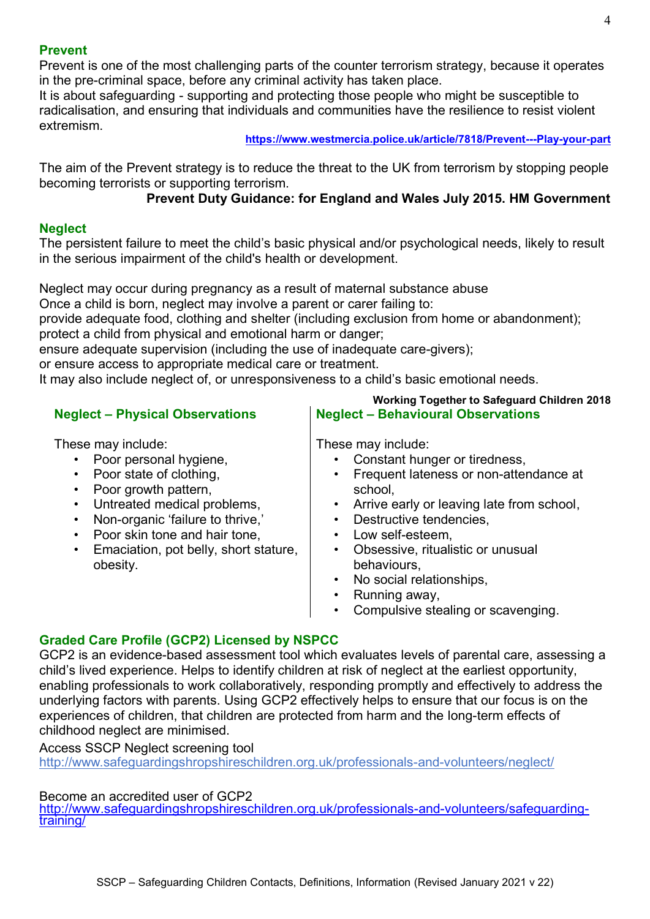## Prevent

Prevent is one of the most challenging parts of the counter terrorism strategy, because it operates in the pre-criminal space, before any criminal activity has taken place.
It is about safeguarding - supporting and protecting those people who might be susceptible to radicalisation, and ensuring that individuals and communities have the resilience to resist violent extremism.

**https://www.westmercia.police.uk/article/7818/Prevent---Play-your-part**

The aim of the Prevent strategy is to reduce the threat to the UK from terrorism by stopping people becoming terrorists or supporting terrorism.

**Prevent Duty Guidance: for England and Wales July 2015. HM Government**

## Neglect

The persistent failure to meet the child's basic physical and/or psychological needs, likely to result in the serious impairment of the child's health or development.

Neglect may occur during pregnancy as a result of maternal substance abuse
Once a child is born, neglect may involve a parent or carer failing to:
provide adequate food, clothing and shelter (including exclusion from home or abandonment);
protect a child from physical and emotional harm or danger;
ensure adequate supervision (including the use of inadequate care-givers);
or ensure access to appropriate medical care or treatment.
It may also include neglect of, or unresponsiveness to a child's basic emotional needs.

**Working Together to Safeguard Children 2018**

### Neglect – Physical Observations

These may include:

- Poor personal hygiene,
- Poor state of clothing,
- Poor growth pattern,
- Untreated medical problems,
- Non-organic 'failure to thrive,'
- Poor skin tone and hair tone,
- Emaciation, pot belly, short stature, obesity.

### Neglect – Behavioural Observations

These may include:

- Constant hunger or tiredness,
- Frequent lateness or non-attendance at school,
- Arrive early or leaving late from school,
- Destructive tendencies,
- Low self-esteem,
- Obsessive, ritualistic or unusual behaviours,
- No social relationships,
- Running away,
- Compulsive stealing or scavenging.

## Graded Care Profile (GCP2) Licensed by NSPCC

GCP2 is an evidence-based assessment tool which evaluates levels of parental care, assessing a child's lived experience. Helps to identify children at risk of neglect at the earliest opportunity, enabling professionals to work collaboratively, responding promptly and effectively to address the underlying factors with parents. Using GCP2 effectively helps to ensure that our focus is on the experiences of children, that children are protected from harm and the long-term effects of childhood neglect are minimised.

Access SSCP Neglect screening tool
http://www.safeguardingshropshireschildren.org.uk/professionals-and-volunteers/neglect/

Become an accredited user of GCP2
http://www.safeguardingshropshireschildren.org.uk/professionals-and-volunteers/safeguarding-training/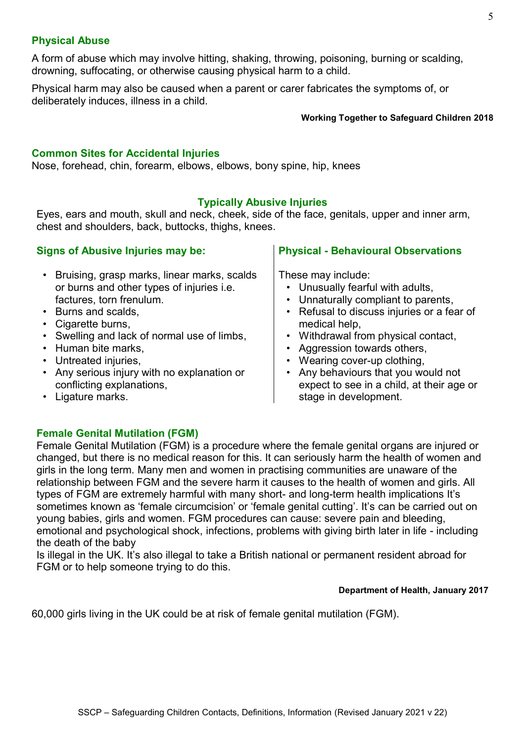## Physical Abuse

A form of abuse which may involve hitting, shaking, throwing, poisoning, burning or scalding, drowning, suffocating, or otherwise causing physical harm to a child.

Physical harm may also be caused when a parent or carer fabricates the symptoms of, or deliberately induces, illness in a child.

**Working Together to Safeguard Children 2018**

## Common Sites for Accidental Injuries

Nose, forehead, chin, forearm, elbows, elbows, bony spine, hip, knees

## Typically Abusive Injuries

Eyes, ears and mouth, skull and neck, cheek, side of the face, genitals, upper and inner arm, chest and shoulders, back, buttocks, thighs, knees.

### Signs of Abusive Injuries may be:

- Bruising, grasp marks, linear marks, scalds or burns and other types of injuries i.e. factures, torn frenulum.
- Burns and scalds,
- Cigarette burns,
- Swelling and lack of normal use of limbs,
- Human bite marks,
- Untreated injuries,
- Any serious injury with no explanation or conflicting explanations,
- Ligature marks.

### Physical - Behavioural Observations

These may include:

- Unusually fearful with adults,
- Unnaturally compliant to parents,
- Refusal to discuss injuries or a fear of medical help,
- Withdrawal from physical contact,
- Aggression towards others,
- Wearing cover-up clothing,
- Any behaviours that you would not expect to see in a child, at their age or stage in development.

## Female Genital Mutilation (FGM)

Female Genital Mutilation (FGM) is a procedure where the female genital organs are injured or changed, but there is no medical reason for this. It can seriously harm the health of women and girls in the long term. Many men and women in practising communities are unaware of the relationship between FGM and the severe harm it causes to the health of women and girls. All types of FGM are extremely harmful with many short- and long-term health implications It's sometimes known as 'female circumcision' or 'female genital cutting'. It's can be carried out on young babies, girls and women. FGM procedures can cause: severe pain and bleeding, emotional and psychological shock, infections, problems with giving birth later in life - including the death of the baby
Is illegal in the UK. It's also illegal to take a British national or permanent resident abroad for FGM or to help someone trying to do this.

**Department of Health, January 2017**

60,000 girls living in the UK could be at risk of female genital mutilation (FGM).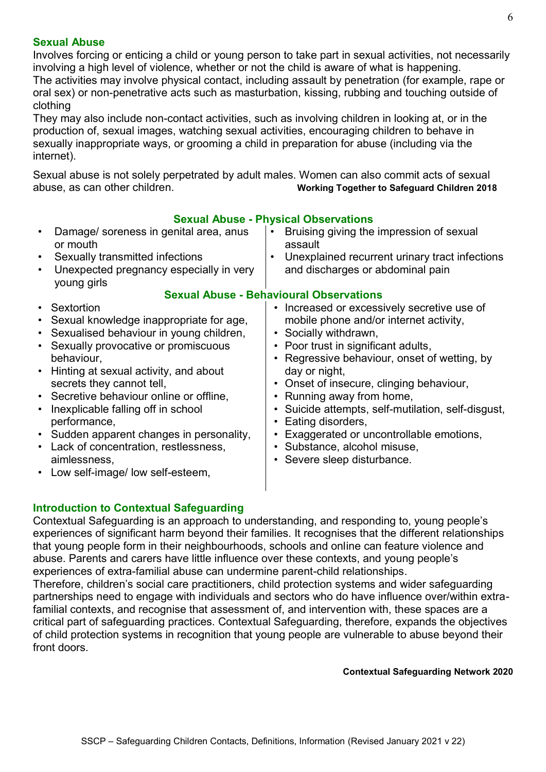## Sexual Abuse

Involves forcing or enticing a child or young person to take part in sexual activities, not necessarily involving a high level of violence, whether or not the child is aware of what is happening.
The activities may involve physical contact, including assault by penetration (for example, rape or oral sex) or non-penetrative acts such as masturbation, kissing, rubbing and touching outside of clothing
They may also include non-contact activities, such as involving children in looking at, or in the production of, sexual images, watching sexual activities, encouraging children to behave in sexually inappropriate ways, or grooming a child in preparation for abuse (including via the internet).

Sexual abuse is not solely perpetrated by adult males. Women can also commit acts of sexual abuse, as can other children.

**Working Together to Safeguard Children 2018**

### Sexual Abuse - Physical Observations

- Damage/ soreness in genital area, anus or mouth
- Sexually transmitted infections
- Unexpected pregnancy especially in very young girls
- Bruising giving the impression of sexual assault
- Unexplained recurrent urinary tract infections and discharges or abdominal pain

### Sexual Abuse - Behavioural Observations

- Sextortion
- Sexual knowledge inappropriate for age,
- Sexualised behaviour in young children,
- Sexually provocative or promiscuous behaviour,
- Hinting at sexual activity, and about secrets they cannot tell,
- Secretive behaviour online or offline,
- Inexplicable falling off in school performance,
- Sudden apparent changes in personality,
- Lack of concentration, restlessness, aimlessness,
- Low self-image/ low self-esteem,
- Increased or excessively secretive use of mobile phone and/or internet activity,
- Socially withdrawn,
- Poor trust in significant adults,
- Regressive behaviour, onset of wetting, by day or night,
- Onset of insecure, clinging behaviour,
- Running away from home,
- Suicide attempts, self-mutilation, self-disgust,
- Eating disorders,
- Exaggerated or uncontrollable emotions,
- Substance, alcohol misuse,
- Severe sleep disturbance.

## Introduction to Contextual Safeguarding

Contextual Safeguarding is an approach to understanding, and responding to, young people's experiences of significant harm beyond their families. It recognises that the different relationships that young people form in their neighbourhoods, schools and online can feature violence and abuse. Parents and carers have little influence over these contexts, and young people's experiences of extra-familial abuse can undermine parent-child relationships.
Therefore, children's social care practitioners, child protection systems and wider safeguarding partnerships need to engage with individuals and sectors who do have influence over/within extra-familial contexts, and recognise that assessment of, and intervention with, these spaces are a critical part of safeguarding practices. Contextual Safeguarding, therefore, expands the objectives of child protection systems in recognition that young people are vulnerable to abuse beyond their front doors.

**Contextual Safeguarding Network 2020**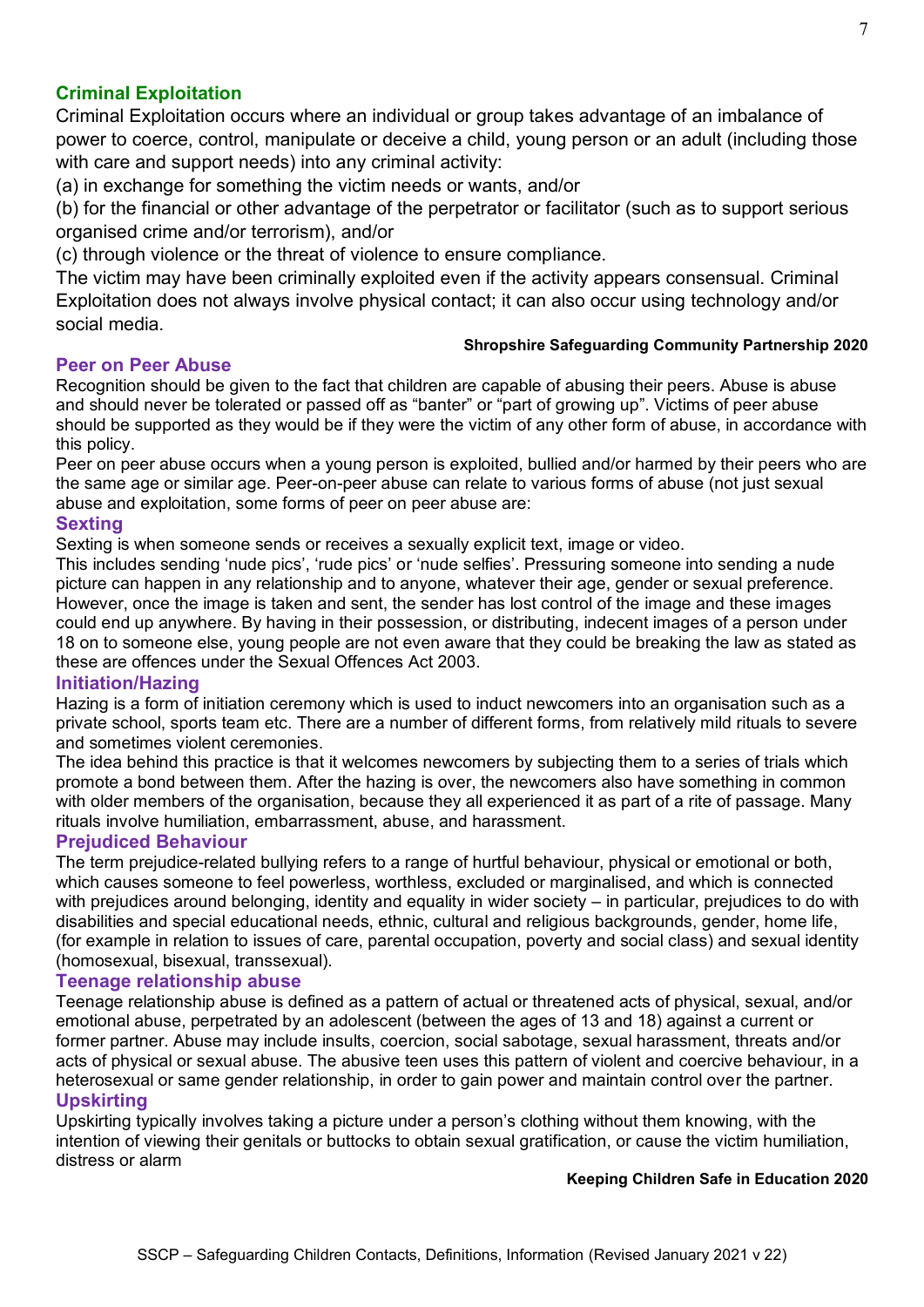## Criminal Exploitation

Criminal Exploitation occurs where an individual or group takes advantage of an imbalance of power to coerce, control, manipulate or deceive a child, young person or an adult (including those with care and support needs) into any criminal activity:

(a) in exchange for something the victim needs or wants, and/or

(b) for the financial or other advantage of the perpetrator or facilitator (such as to support serious organised crime and/or terrorism), and/or

(c) through violence or the threat of violence to ensure compliance.

The victim may have been criminally exploited even if the activity appears consensual. Criminal Exploitation does not always involve physical contact; it can also occur using technology and/or social media.

**Shropshire Safeguarding Community Partnership 2020**

### Peer on Peer Abuse

Recognition should be given to the fact that children are capable of abusing their peers. Abuse is abuse and should never be tolerated or passed off as "banter" or "part of growing up". Victims of peer abuse should be supported as they would be if they were the victim of any other form of abuse, in accordance with this policy.

Peer on peer abuse occurs when a young person is exploited, bullied and/or harmed by their peers who are the same age or similar age. Peer-on-peer abuse can relate to various forms of abuse (not just sexual abuse and exploitation, some forms of peer on peer abuse are:

### Sexting

Sexting is when someone sends or receives a sexually explicit text, image or video.

This includes sending 'nude pics', 'rude pics' or 'nude selfies'. Pressuring someone into sending a nude picture can happen in any relationship and to anyone, whatever their age, gender or sexual preference. However, once the image is taken and sent, the sender has lost control of the image and these images could end up anywhere. By having in their possession, or distributing, indecent images of a person under 18 on to someone else, young people are not even aware that they could be breaking the law as stated as these are offences under the Sexual Offences Act 2003.

### Initiation/Hazing

Hazing is a form of initiation ceremony which is used to induct newcomers into an organisation such as a private school, sports team etc. There are a number of different forms, from relatively mild rituals to severe and sometimes violent ceremonies.

The idea behind this practice is that it welcomes newcomers by subjecting them to a series of trials which promote a bond between them. After the hazing is over, the newcomers also have something in common with older members of the organisation, because they all experienced it as part of a rite of passage. Many rituals involve humiliation, embarrassment, abuse, and harassment.

### Prejudiced Behaviour

The term prejudice-related bullying refers to a range of hurtful behaviour, physical or emotional or both, which causes someone to feel powerless, worthless, excluded or marginalised, and which is connected with prejudices around belonging, identity and equality in wider society – in particular, prejudices to do with disabilities and special educational needs, ethnic, cultural and religious backgrounds, gender, home life, (for example in relation to issues of care, parental occupation, poverty and social class) and sexual identity (homosexual, bisexual, transsexual).

### Teenage relationship abuse

Teenage relationship abuse is defined as a pattern of actual or threatened acts of physical, sexual, and/or emotional abuse, perpetrated by an adolescent (between the ages of 13 and 18) against a current or former partner. Abuse may include insults, coercion, social sabotage, sexual harassment, threats and/or acts of physical or sexual abuse. The abusive teen uses this pattern of violent and coercive behaviour, in a heterosexual or same gender relationship, in order to gain power and maintain control over the partner.

### Upskirting

Upskirting typically involves taking a picture under a person's clothing without them knowing, with the intention of viewing their genitals or buttocks to obtain sexual gratification, or cause the victim humiliation, distress or alarm

**Keeping Children Safe in Education 2020**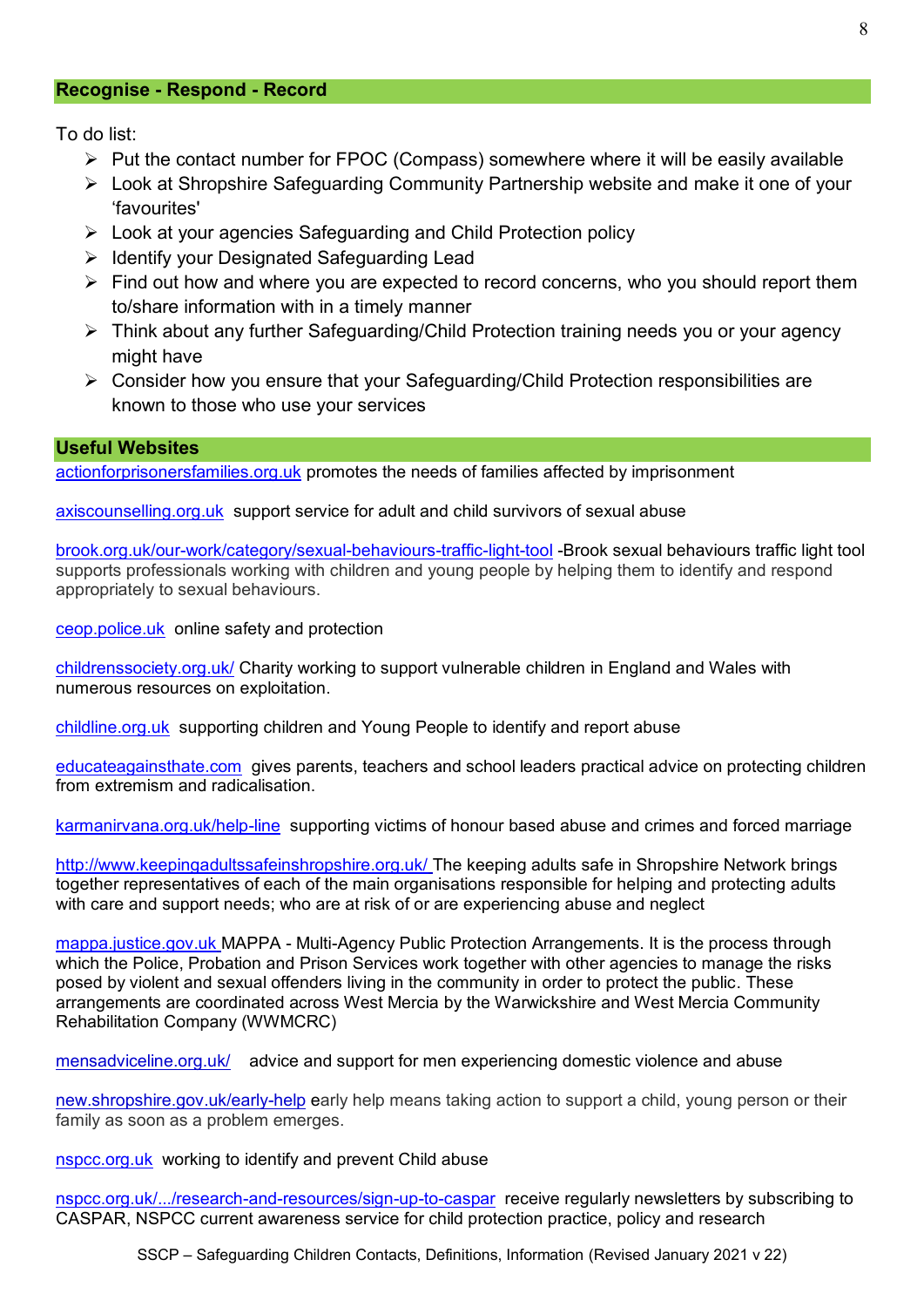## Recognise - Respond - Record

To do list:

- Put the contact number for FPOC (Compass) somewhere where it will be easily available
- Look at Shropshire Safeguarding Community Partnership website and make it one of your 'favourites'
- Look at your agencies Safeguarding and Child Protection policy
- Identify your Designated Safeguarding Lead
- Find out how and where you are expected to record concerns, who you should report them to/share information with in a timely manner
- Think about any further Safeguarding/Child Protection training needs you or your agency might have
- Consider how you ensure that your Safeguarding/Child Protection responsibilities are known to those who use your services

## Useful Websites

actionforprisonersfamilies.org.uk promotes the needs of families affected by imprisonment

axiscounselling.org.uk support service for adult and child survivors of sexual abuse

brook.org.uk/our-work/category/sexual-behaviours-traffic-light-tool -Brook sexual behaviours traffic light tool supports professionals working with children and young people by helping them to identify and respond appropriately to sexual behaviours.

ceop.police.uk online safety and protection

childrenssociety.org.uk/ Charity working to support vulnerable children in England and Wales with numerous resources on exploitation.

childline.org.uk supporting children and Young People to identify and report abuse

educateagainsthate.com gives parents, teachers and school leaders practical advice on protecting children from extremism and radicalisation.

karmanirvana.org.uk/help-line supporting victims of honour based abuse and crimes and forced marriage

http://www.keepingadultssafeinshropshire.org.uk/ The keeping adults safe in Shropshire Network brings together representatives of each of the main organisations responsible for helping and protecting adults with care and support needs; who are at risk of or are experiencing abuse and neglect

mappa.justice.gov.uk MAPPA - Multi-Agency Public Protection Arrangements. It is the process through which the Police, Probation and Prison Services work together with other agencies to manage the risks posed by violent and sexual offenders living in the community in order to protect the public. These arrangements are coordinated across West Mercia by the Warwickshire and West Mercia Community Rehabilitation Company (WWMCRC)

mensadviceline.org.uk/ advice and support for men experiencing domestic violence and abuse

new.shropshire.gov.uk/early-help early help means taking action to support a child, young person or their family as soon as a problem emerges.

nspcc.org.uk working to identify and prevent Child abuse

nspcc.org.uk/.../research-and-resources/sign-up-to-caspar receive regularly newsletters by subscribing to CASPAR, NSPCC current awareness service for child protection practice, policy and research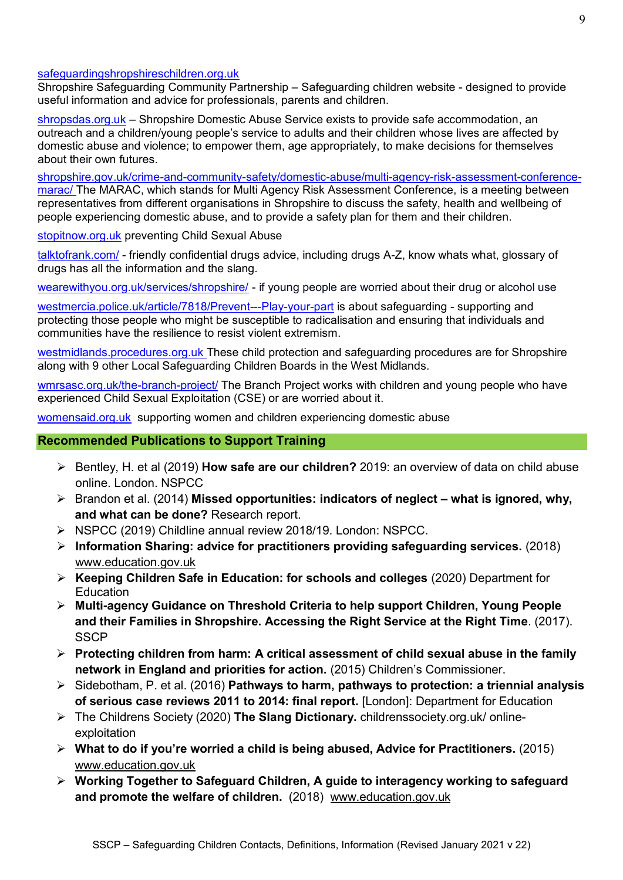safeguardingshropshireschildren.org.uk
Shropshire Safeguarding Community Partnership – Safeguarding children website - designed to provide useful information and advice for professionals, parents and children.

shropsdas.org.uk – Shropshire Domestic Abuse Service exists to provide safe accommodation, an outreach and a children/young people's service to adults and their children whose lives are affected by domestic abuse and violence; to empower them, age appropriately, to make decisions for themselves about their own futures.

shropshire.gov.uk/crime-and-community-safety/domestic-abuse/multi-agency-risk-assessment-conference-marac/ The MARAC, which stands for Multi Agency Risk Assessment Conference, is a meeting between representatives from different organisations in Shropshire to discuss the safety, health and wellbeing of people experiencing domestic abuse, and to provide a safety plan for them and their children.

stopitnow.org.uk preventing Child Sexual Abuse

talktofrank.com/ - friendly confidential drugs advice, including drugs A-Z, know whats what, glossary of drugs has all the information and the slang.

wearewithyou.org.uk/services/shropshire/ - if young people are worried about their drug or alcohol use

westmercia.police.uk/article/7818/Prevent---Play-your-part is about safeguarding - supporting and protecting those people who might be susceptible to radicalisation and ensuring that individuals and communities have the resilience to resist violent extremism.

westmidlands.procedures.org.uk These child protection and safeguarding procedures are for Shropshire along with 9 other Local Safeguarding Children Boards in the West Midlands.

wmrsasc.org.uk/the-branch-project/ The Branch Project works with children and young people who have experienced Child Sexual Exploitation (CSE) or are worried about it.

womensaid.org.uk supporting women and children experiencing domestic abuse

## Recommended Publications to Support Training

- Bentley, H. et al (2019) **How safe are our children?** 2019: an overview of data on child abuse online. London. NSPCC
- Brandon et al. (2014) **Missed opportunities: indicators of neglect – what is ignored, why, and what can be done?** Research report.
- NSPCC (2019) Childline annual review 2018/19. London: NSPCC.
- **Information Sharing: advice for practitioners providing safeguarding services.** (2018) www.education.gov.uk
- **Keeping Children Safe in Education: for schools and colleges** (2020) Department for Education
- **Multi-agency Guidance on Threshold Criteria to help support Children, Young People and their Families in Shropshire. Accessing the Right Service at the Right Time**. (2017). SSCP
- **Protecting children from harm: A critical assessment of child sexual abuse in the family network in England and priorities for action.** (2015) Children's Commissioner.
- Sidebotham, P. et al. (2016) **Pathways to harm, pathways to protection: a triennial analysis of serious case reviews 2011 to 2014: final report.** [London]: Department for Education
- The Childrens Society (2020) **The Slang Dictionary.** childrenssociety.org.uk/ online-exploitation
- **What to do if you're worried a child is being abused, Advice for Practitioners.** (2015) www.education.gov.uk
- **Working Together to Safeguard Children, A guide to interagency working to safeguard and promote the welfare of children.** (2018) www.education.gov.uk